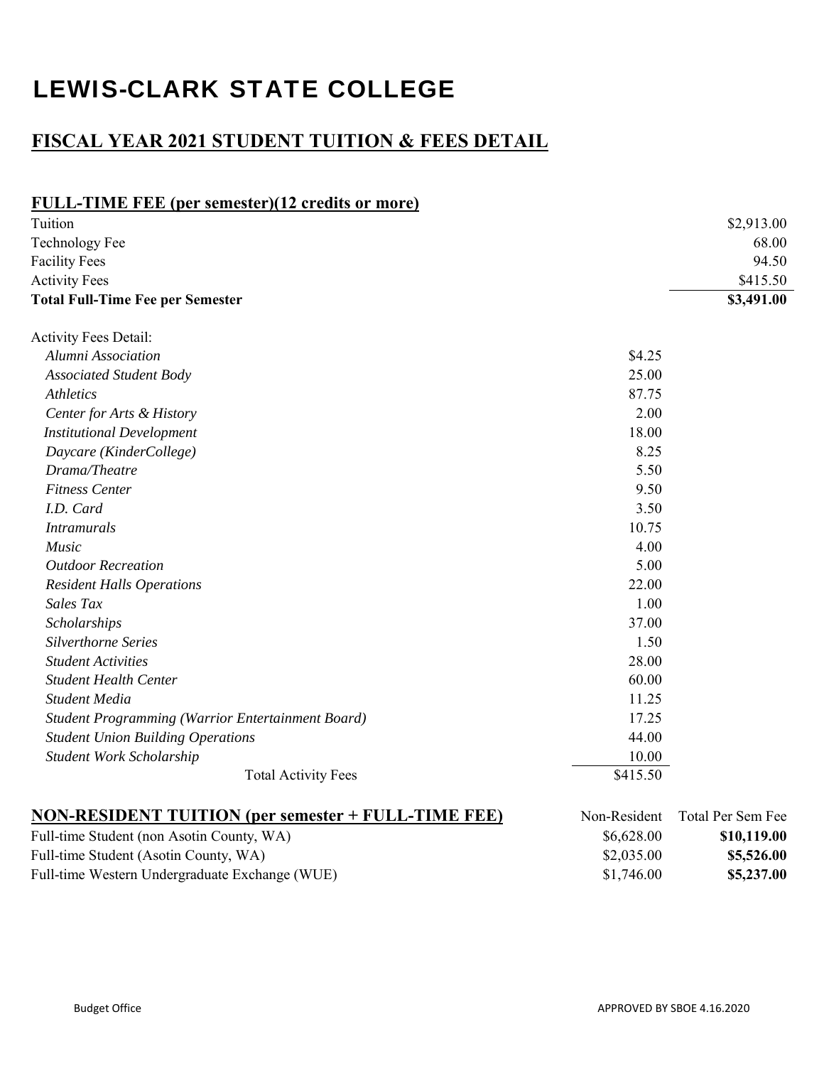# LEWIS-CLARK STATE COLLEGE

## FISCAL YEAR 2021 STUDENT TUITION & FEES DETAIL

### FULL-TIME FEE (per semester)(12 credits or more)

| | |
|---|---:|
| Tuition | $2,913.00 |
| Technology Fee | 68.00 |
| Facility Fees | 94.50 |
| Activity Fees | $415.50 |
| **Total Full-Time Fee per Semester** | **$3,491.00** |

Activity Fees Detail:

| | |
|---|---:|
| *Alumni Association* | $4.25 |
| *Associated Student Body* | 25.00 |
| *Athletics* | 87.75 |
| *Center for Arts & History* | 2.00 |
| *Institutional Development* | 18.00 |
| *Daycare (KinderCollege)* | 8.25 |
| *Drama/Theatre* | 5.50 |
| *Fitness Center* | 9.50 |
| *I.D. Card* | 3.50 |
| *Intramurals* | 10.75 |
| *Music* | 4.00 |
| *Outdoor Recreation* | 5.00 |
| *Resident Halls Operations* | 22.00 |
| *Sales Tax* | 1.00 |
| *Scholarships* | 37.00 |
| *Silverthorne Series* | 1.50 |
| *Student Activities* | 28.00 |
| *Student Health Center* | 60.00 |
| *Student Media* | 11.25 |
| *Student Programming (Warrior Entertainment Board)* | 17.25 |
| *Student Union Building Operations* | 44.00 |
| *Student Work Scholarship* | 10.00 |
| Total Activity Fees | $415.50 |

### NON-RESIDENT TUITION (per semester + FULL-TIME FEE)

| | Non-Resident | Total Per Sem Fee |
|---|---:|---:|
| Full-time Student (non Asotin County, WA) | $6,628.00 | **$10,119.00** |
| Full-time Student (Asotin County, WA) | $2,035.00 | **$5,526.00** |
| Full-time Western Undergraduate Exchange (WUE) | $1,746.00 | **$5,237.00** |

Budget Office

APPROVED BY SBOE 4.16.2020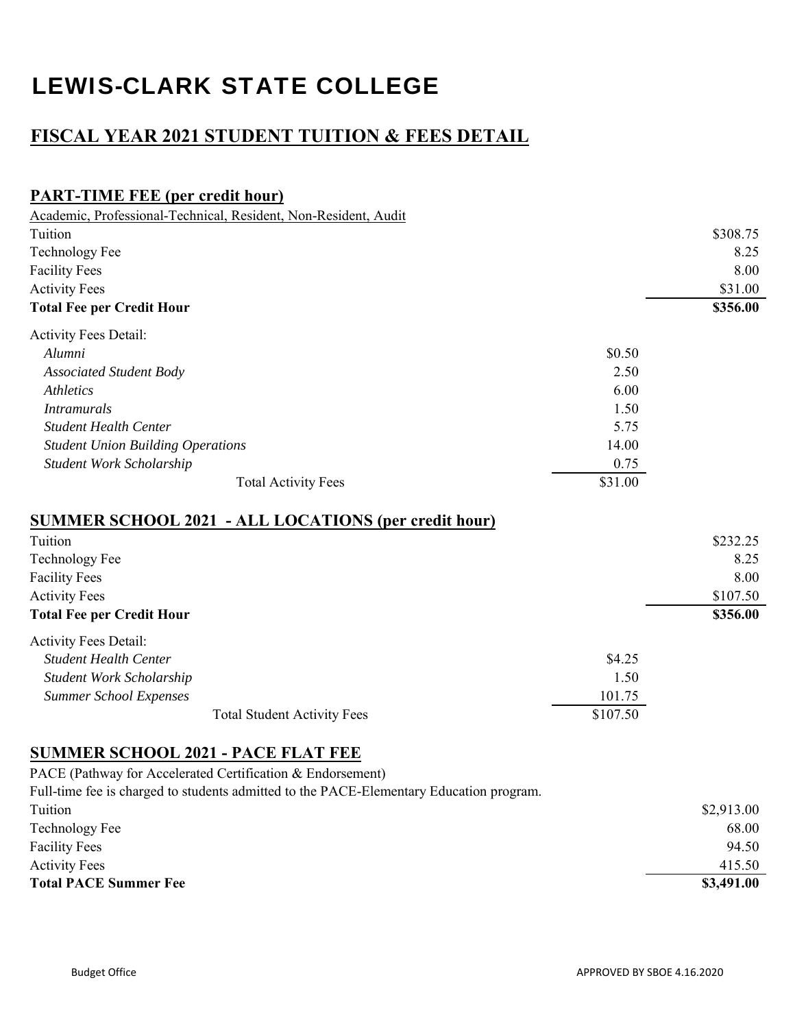# LEWIS-CLARK STATE COLLEGE

## FISCAL YEAR 2021 STUDENT TUITION & FEES DETAIL

### PART-TIME FEE (per credit hour)

Academic, Professional-Technical, Resident, Non-Resident, Audit

| | | |
|---|---|---|
| Tuition | | $308.75 |
| Technology Fee | | 8.25 |
| Facility Fees | | 8.00 |
| Activity Fees | | $31.00 |
| **Total Fee per Credit Hour** | | **$356.00** |
| Activity Fees Detail: | | |
| *Alumni* | $0.50 | |
| *Associated Student Body* | 2.50 | |
| *Athletics* | 6.00 | |
| *Intramurals* | 1.50 | |
| *Student Health Center* | 5.75 | |
| *Student Union Building Operations* | 14.00 | |
| *Student Work Scholarship* | 0.75 | |
| Total Activity Fees | $31.00 | |

### SUMMER SCHOOL 2021 - ALL LOCATIONS (per credit hour)

| | | |
|---|---|---|
| Tuition | | $232.25 |
| Technology Fee | | 8.25 |
| Facility Fees | | 8.00 |
| Activity Fees | | $107.50 |
| **Total Fee per Credit Hour** | | **$356.00** |
| Activity Fees Detail: | | |
| *Student Health Center* | $4.25 | |
| *Student Work Scholarship* | 1.50 | |
| *Summer School Expenses* | 101.75 | |
| Total Student Activity Fees | $107.50 | |

### SUMMER SCHOOL 2021 - PACE FLAT FEE

PACE (Pathway for Accelerated Certification & Endorsement)

Full-time fee is charged to students admitted to the PACE-Elementary Education program.

| | |
|---|---|
| Tuition | $2,913.00 |
| Technology Fee | 68.00 |
| Facility Fees | 94.50 |
| Activity Fees | 415.50 |
| **Total PACE Summer Fee** | **$3,491.00** |

Budget Office

APPROVED BY SBOE 4.16.2020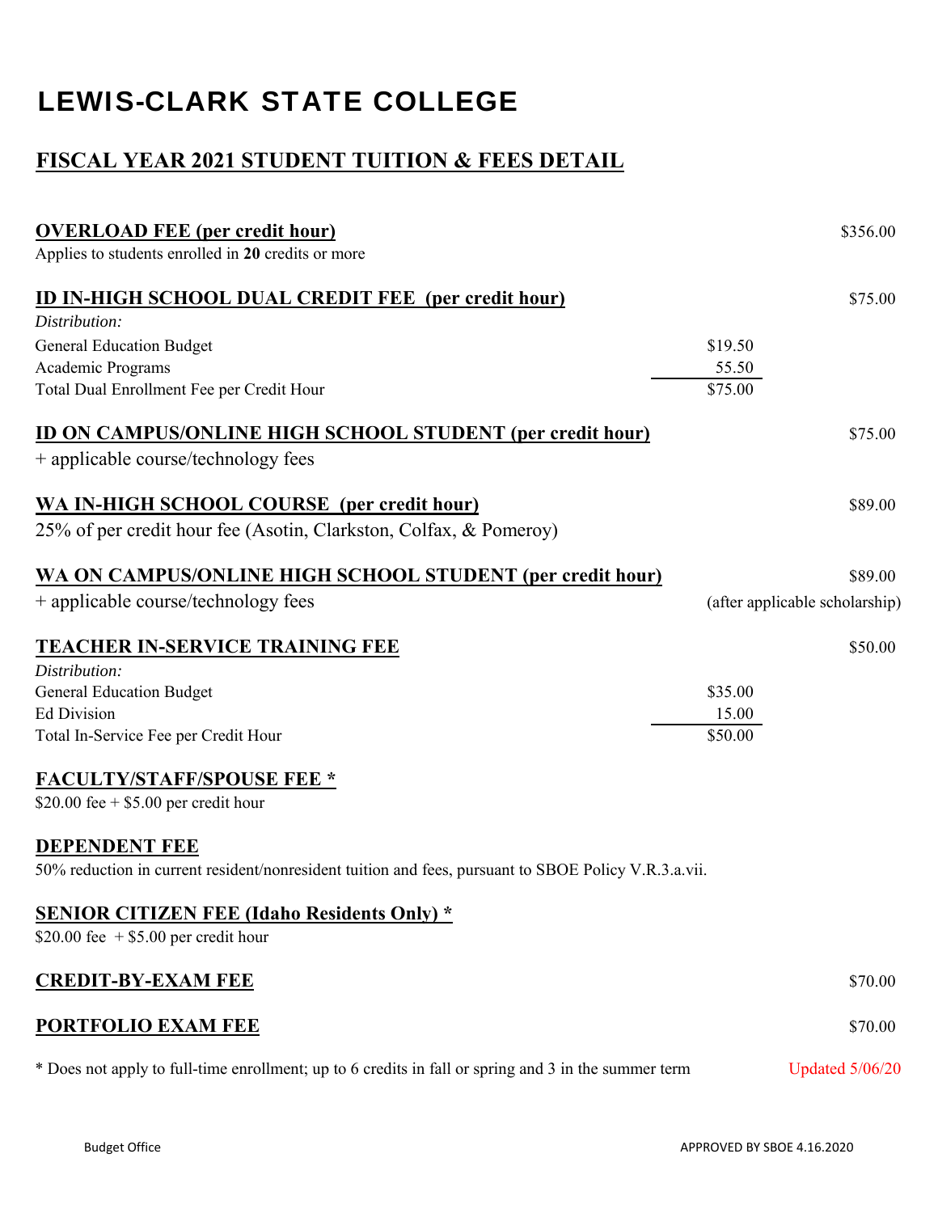# LEWIS-CLARK STATE COLLEGE

## FISCAL YEAR 2021 STUDENT TUITION & FEES DETAIL

**OVERLOAD FEE (per credit hour)** $356.00

Applies to students enrolled in **20** credits or more

**ID IN-HIGH SCHOOL DUAL CREDIT FEE (per credit hour)** $75.00

*Distribution:*

| | | |
|---|---|---|
| General Education Budget | $19.50 | |
| Academic Programs | 55.50 | |
| Total Dual Enrollment Fee per Credit Hour | $75.00 | |

**ID ON CAMPUS/ONLINE HIGH SCHOOL STUDENT (per credit hour)** $75.00

+ applicable course/technology fees

**WA IN-HIGH SCHOOL COURSE (per credit hour)** $89.00

25% of per credit hour fee (Asotin, Clarkston, Colfax, & Pomeroy)

**WA ON CAMPUS/ONLINE HIGH SCHOOL STUDENT (per credit hour)** $89.00

+ applicable course/technology fees (after applicable scholarship)

**TEACHER IN-SERVICE TRAINING FEE** $50.00

*Distribution:*

| | | |
|---|---|---|
| General Education Budget | $35.00 | |
| Ed Division | 15.00 | |
| Total In-Service Fee per Credit Hour | $50.00 | |

**FACULTY/STAFF/SPOUSE FEE ***

$20.00 fee + $5.00 per credit hour

**DEPENDENT FEE**

50% reduction in current resident/nonresident tuition and fees, pursuant to SBOE Policy V.R.3.a.vii.

**SENIOR CITIZEN FEE (Idaho Residents Only) ***

$20.00 fee + $5.00 per credit hour

**CREDIT-BY-EXAM FEE** $70.00

**PORTFOLIO EXAM FEE** $70.00

* Does not apply to full-time enrollment; up to 6 credits in fall or spring and 3 in the summer term

Updated 5/06/20

Budget Office

APPROVED BY SBOE 4.16.2020